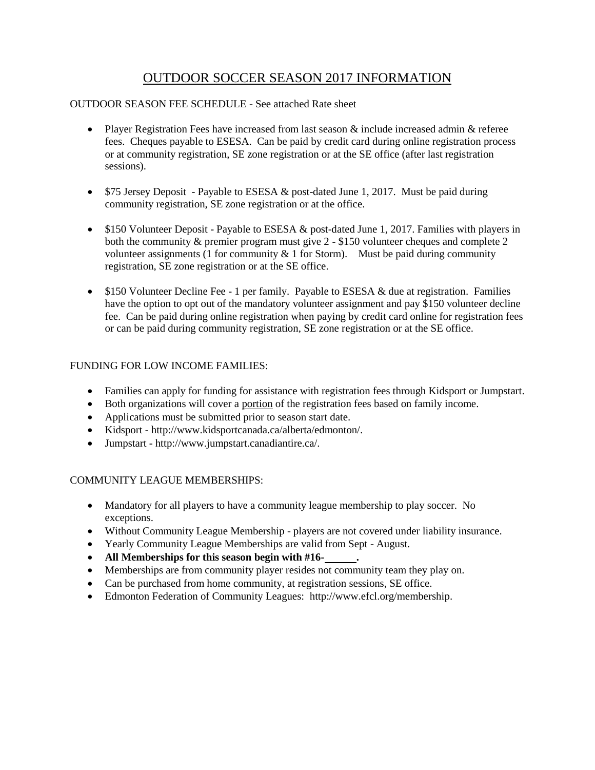# OUTDOOR SOCCER SEASON 2017 INFORMATION

OUTDOOR SEASON FEE SCHEDULE - See attached Rate sheet

- Player Registration Fees have increased from last season & include increased admin & referee fees. Cheques payable to ESESA. Can be paid by credit card during online registration process or at community registration, SE zone registration or at the SE office (after last registration sessions).

- $75 Jersey Deposit - Payable to ESESA & post-dated June 1, 2017. Must be paid during community registration, SE zone registration or at the office.

- $150 Volunteer Deposit - Payable to ESESA & post-dated June 1, 2017. Families with players in both the community & premier program must give 2 - $150 volunteer cheques and complete 2 volunteer assignments (1 for community & 1 for Storm). Must be paid during community registration, SE zone registration or at the SE office.

- $150 Volunteer Decline Fee - 1 per family. Payable to ESESA & due at registration. Families have the option to opt out of the mandatory volunteer assignment and pay $150 volunteer decline fee. Can be paid during online registration when paying by credit card online for registration fees or can be paid during community registration, SE zone registration or at the SE office.

FUNDING FOR LOW INCOME FAMILIES:

- Families can apply for funding for assistance with registration fees through Kidsport or Jumpstart.
- Both organizations will cover a portion of the registration fees based on family income.
- Applications must be submitted prior to season start date.
- Kidsport - http://www.kidsportcanada.ca/alberta/edmonton/.
- Jumpstart - http://www.jumpstart.canadiantire.ca/.

COMMUNITY LEAGUE MEMBERSHIPS:

- Mandatory for all players to have a community league membership to play soccer. No exceptions.
- Without Community League Membership - players are not covered under liability insurance.
- Yearly Community League Memberships are valid from Sept - August.
- **All Memberships for this season begin with #16-______.**
- Memberships are from community player resides not community team they play on.
- Can be purchased from home community, at registration sessions, SE office.
- Edmonton Federation of Community Leagues: http://www.efcl.org/membership.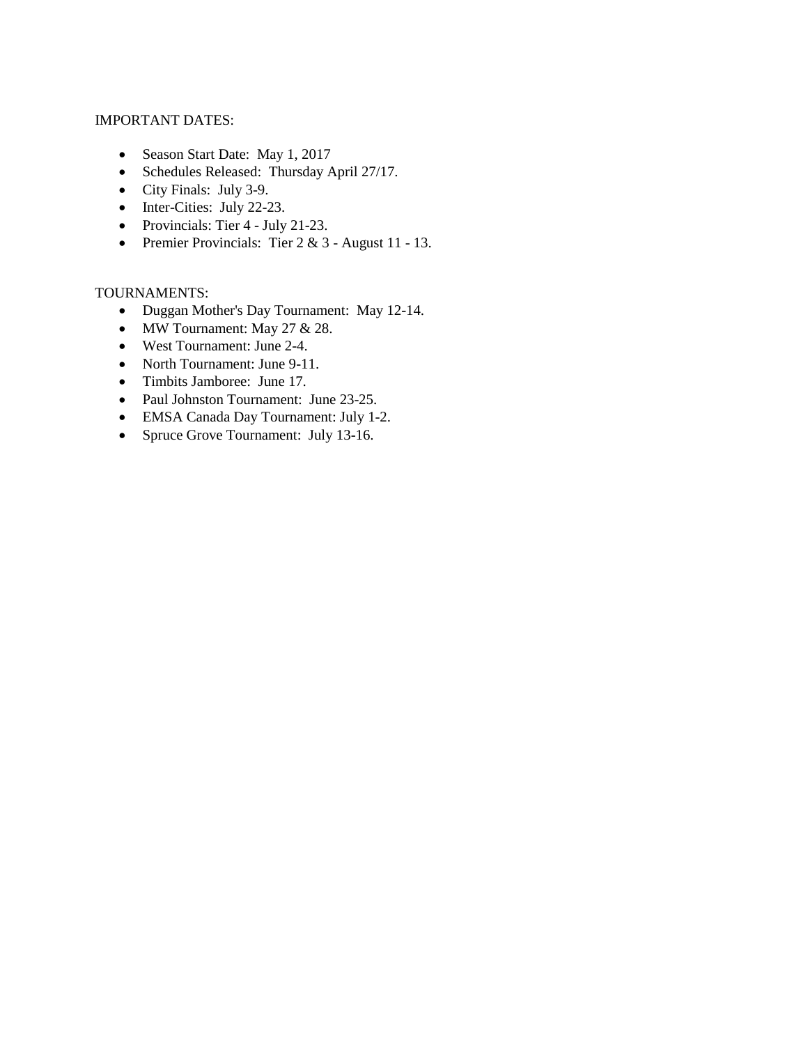IMPORTANT DATES:

- Season Start Date:  May 1, 2017
- Schedules Released:  Thursday April 27/17.
- City Finals:  July 3-9.
- Inter-Cities:  July 22-23.
- Provincials: Tier 4 - July 21-23.
- Premier Provincials:  Tier 2 & 3 - August 11 - 13.

TOURNAMENTS:

- Duggan Mother's Day Tournament:  May 12-14.
- MW Tournament: May 27 & 28.
- West Tournament: June 2-4.
- North Tournament: June 9-11.
- Timbits Jamboree:  June 17.
- Paul Johnston Tournament:  June 23-25.
- EMSA Canada Day Tournament: July 1-2.
- Spruce Grove Tournament:  July 13-16.